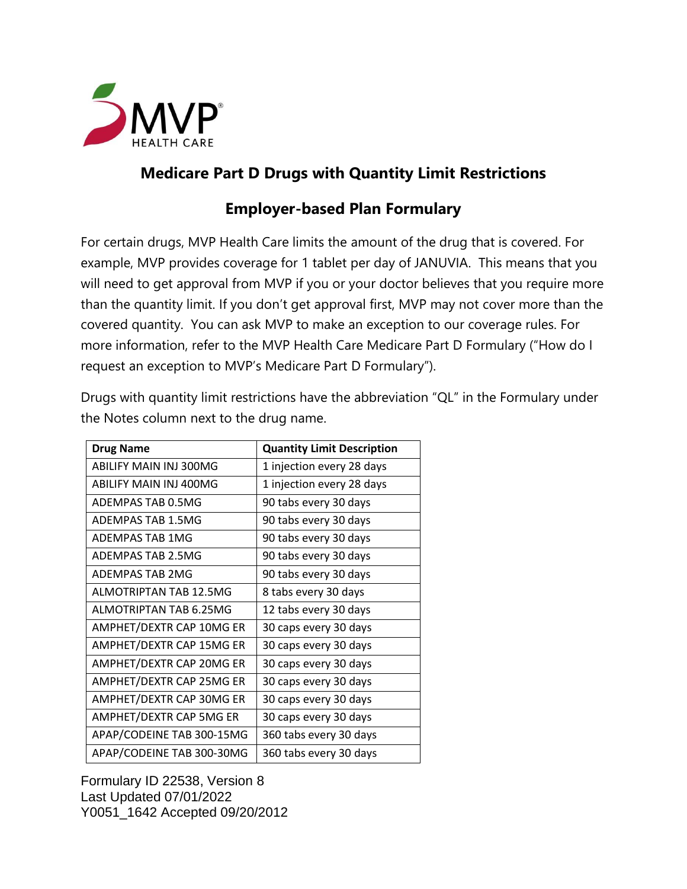MVP HEALTH CARE

# Medicare Part D Drugs with Quantity Limit Restrictions

## Employer-based Plan Formulary

For certain drugs, MVP Health Care limits the amount of the drug that is covered. For example, MVP provides coverage for 1 tablet per day of JANUVIA. This means that you will need to get approval from MVP if you or your doctor believes that you require more than the quantity limit. If you don't get approval first, MVP may not cover more than the covered quantity. You can ask MVP to make an exception to our coverage rules. For more information, refer to the MVP Health Care Medicare Part D Formulary ("How do I request an exception to MVP's Medicare Part D Formulary").

Drugs with quantity limit restrictions have the abbreviation "QL" in the Formulary under the Notes column next to the drug name.

| Drug Name | Quantity Limit Description |
|---|---|
| ABILIFY MAIN INJ 300MG | 1 injection every 28 days |
| ABILIFY MAIN INJ 400MG | 1 injection every 28 days |
| ADEMPAS TAB 0.5MG | 90 tabs every 30 days |
| ADEMPAS TAB 1.5MG | 90 tabs every 30 days |
| ADEMPAS TAB 1MG | 90 tabs every 30 days |
| ADEMPAS TAB 2.5MG | 90 tabs every 30 days |
| ADEMPAS TAB 2MG | 90 tabs every 30 days |
| ALMOTRIPTAN TAB 12.5MG | 8 tabs every 30 days |
| ALMOTRIPTAN TAB 6.25MG | 12 tabs every 30 days |
| AMPHET/DEXTR CAP 10MG ER | 30 caps every 30 days |
| AMPHET/DEXTR CAP 15MG ER | 30 caps every 30 days |
| AMPHET/DEXTR CAP 20MG ER | 30 caps every 30 days |
| AMPHET/DEXTR CAP 25MG ER | 30 caps every 30 days |
| AMPHET/DEXTR CAP 30MG ER | 30 caps every 30 days |
| AMPHET/DEXTR CAP 5MG ER | 30 caps every 30 days |
| APAP/CODEINE TAB 300-15MG | 360 tabs every 30 days |
| APAP/CODEINE TAB 300-30MG | 360 tabs every 30 days |

Formulary ID 22538, Version 8
Last Updated 07/01/2022
Y0051_1642 Accepted 09/20/2012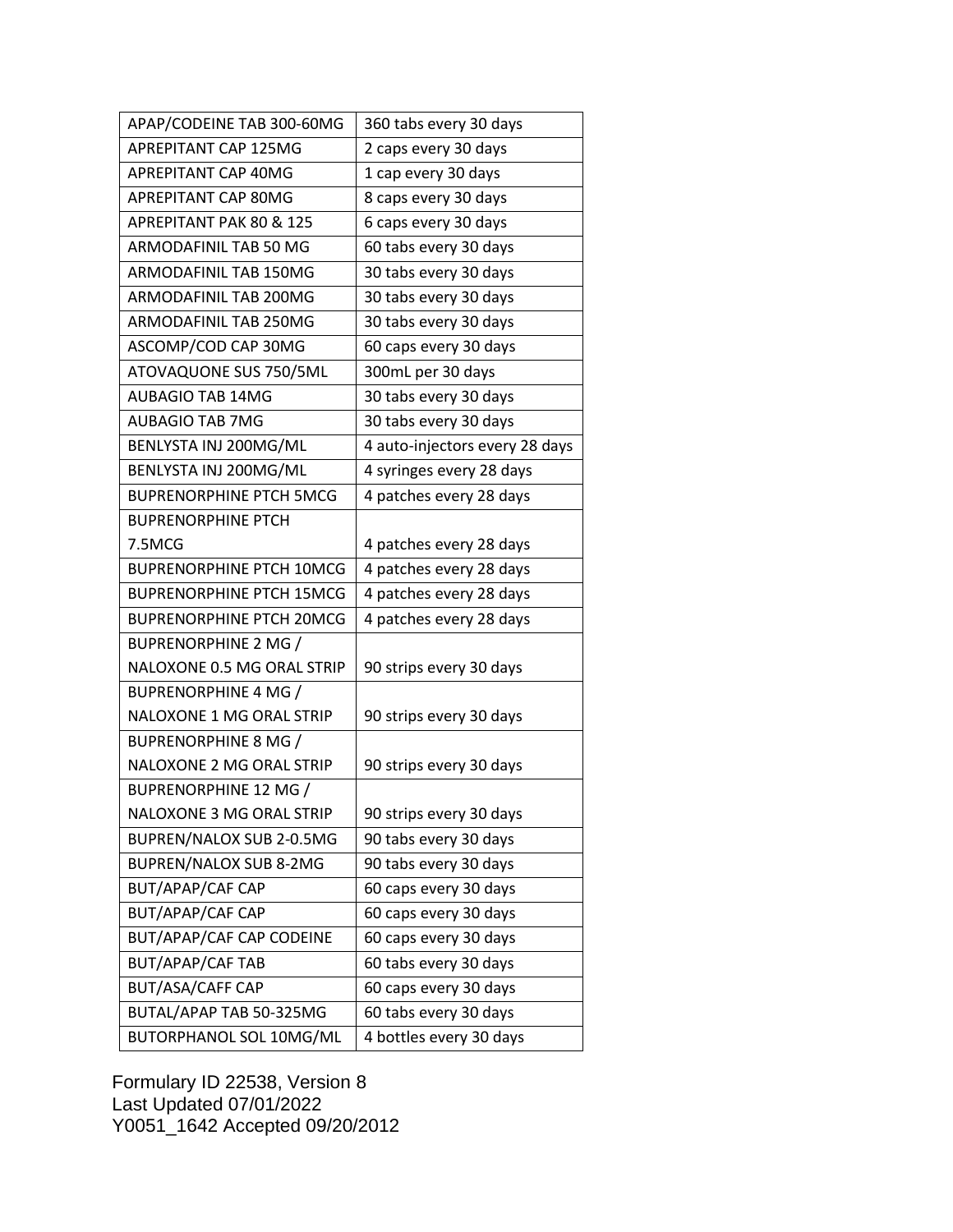| APAP/CODEINE TAB 300-60MG | 360 tabs every 30 days |
|---|---|
| APREPITANT CAP 125MG | 2 caps every 30 days |
| APREPITANT CAP 40MG | 1 cap every 30 days |
| APREPITANT CAP 80MG | 8 caps every 30 days |
| APREPITANT PAK 80 & 125 | 6 caps every 30 days |
| ARMODAFINIL TAB 50 MG | 60 tabs every 30 days |
| ARMODAFINIL TAB 150MG | 30 tabs every 30 days |
| ARMODAFINIL TAB 200MG | 30 tabs every 30 days |
| ARMODAFINIL TAB 250MG | 30 tabs every 30 days |
| ASCOMP/COD CAP 30MG | 60 caps every 30 days |
| ATOVAQUONE SUS 750/5ML | 300mL per 30 days |
| AUBAGIO TAB 14MG | 30 tabs every 30 days |
| AUBAGIO TAB 7MG | 30 tabs every 30 days |
| BENLYSTA INJ 200MG/ML | 4 auto-injectors every 28 days |
| BENLYSTA INJ 200MG/ML | 4 syringes every 28 days |
| BUPRENORPHINE PTCH 5MCG | 4 patches every 28 days |
| BUPRENORPHINE PTCH 7.5MCG | 4 patches every 28 days |
| BUPRENORPHINE PTCH 10MCG | 4 patches every 28 days |
| BUPRENORPHINE PTCH 15MCG | 4 patches every 28 days |
| BUPRENORPHINE PTCH 20MCG | 4 patches every 28 days |
| BUPRENORPHINE 2 MG / NALOXONE 0.5 MG ORAL STRIP | 90 strips every 30 days |
| BUPRENORPHINE 4 MG / NALOXONE 1 MG ORAL STRIP | 90 strips every 30 days |
| BUPRENORPHINE 8 MG / NALOXONE 2 MG ORAL STRIP | 90 strips every 30 days |
| BUPRENORPHINE 12 MG / NALOXONE 3 MG ORAL STRIP | 90 strips every 30 days |
| BUPREN/NALOX SUB 2-0.5MG | 90 tabs every 30 days |
| BUPREN/NALOX SUB 8-2MG | 90 tabs every 30 days |
| BUT/APAP/CAF CAP | 60 caps every 30 days |
| BUT/APAP/CAF CAP | 60 caps every 30 days |
| BUT/APAP/CAF CAP CODEINE | 60 caps every 30 days |
| BUT/APAP/CAF TAB | 60 tabs every 30 days |
| BUT/ASA/CAFF CAP | 60 caps every 30 days |
| BUTAL/APAP TAB 50-325MG | 60 tabs every 30 days |
| BUTORPHANOL SOL 10MG/ML | 4 bottles every 30 days |

Formulary ID 22538, Version 8
Last Updated 07/01/2022
Y0051_1642 Accepted 09/20/2012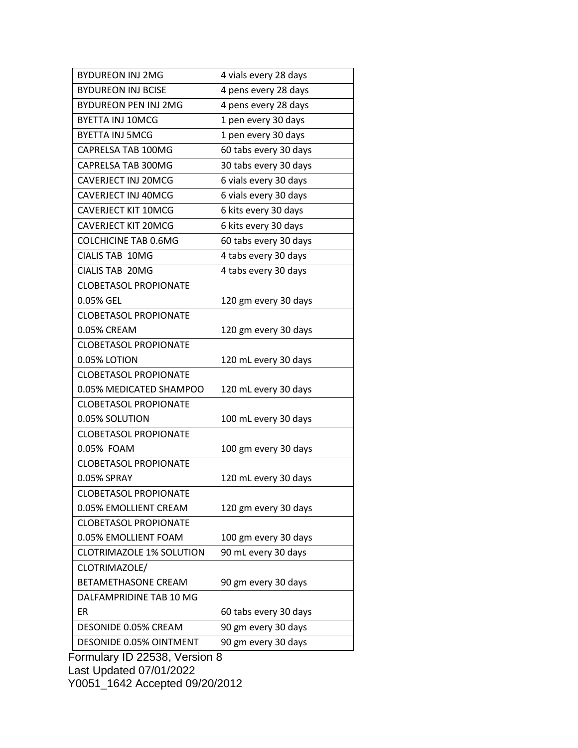| BYDUREON INJ 2MG | 4 vials every 28 days |
|---|---|
| BYDUREON INJ BCISE | 4 pens every 28 days |
| BYDUREON PEN INJ 2MG | 4 pens every 28 days |
| BYETTA INJ 10MCG | 1 pen every 30 days |
| BYETTA INJ 5MCG | 1 pen every 30 days |
| CAPRELSA TAB 100MG | 60 tabs every 30 days |
| CAPRELSA TAB 300MG | 30 tabs every 30 days |
| CAVERJECT INJ 20MCG | 6 vials every 30 days |
| CAVERJECT INJ 40MCG | 6 vials every 30 days |
| CAVERJECT KIT 10MCG | 6 kits every 30 days |
| CAVERJECT KIT 20MCG | 6 kits every 30 days |
| COLCHICINE TAB 0.6MG | 60 tabs every 30 days |
| CIALIS TAB 10MG | 4 tabs every 30 days |
| CIALIS TAB 20MG | 4 tabs every 30 days |
| CLOBETASOL PROPIONATE 0.05% GEL | 120 gm every 30 days |
| CLOBETASOL PROPIONATE 0.05% CREAM | 120 gm every 30 days |
| CLOBETASOL PROPIONATE 0.05% LOTION | 120 mL every 30 days |
| CLOBETASOL PROPIONATE 0.05% MEDICATED SHAMPOO | 120 mL every 30 days |
| CLOBETASOL PROPIONATE 0.05% SOLUTION | 100 mL every 30 days |
| CLOBETASOL PROPIONATE 0.05% FOAM | 100 gm every 30 days |
| CLOBETASOL PROPIONATE 0.05% SPRAY | 120 mL every 30 days |
| CLOBETASOL PROPIONATE 0.05% EMOLLIENT CREAM | 120 gm every 30 days |
| CLOBETASOL PROPIONATE 0.05% EMOLLIENT FOAM | 100 gm every 30 days |
| CLOTRIMAZOLE 1% SOLUTION | 90 mL every 30 days |
| CLOTRIMAZOLE/ BETAMETHASONE CREAM | 90 gm every 30 days |
| DALFAMPRIDINE TAB 10 MG ER | 60 tabs every 30 days |
| DESONIDE 0.05% CREAM | 90 gm every 30 days |
| DESONIDE 0.05% OINTMENT | 90 gm every 30 days |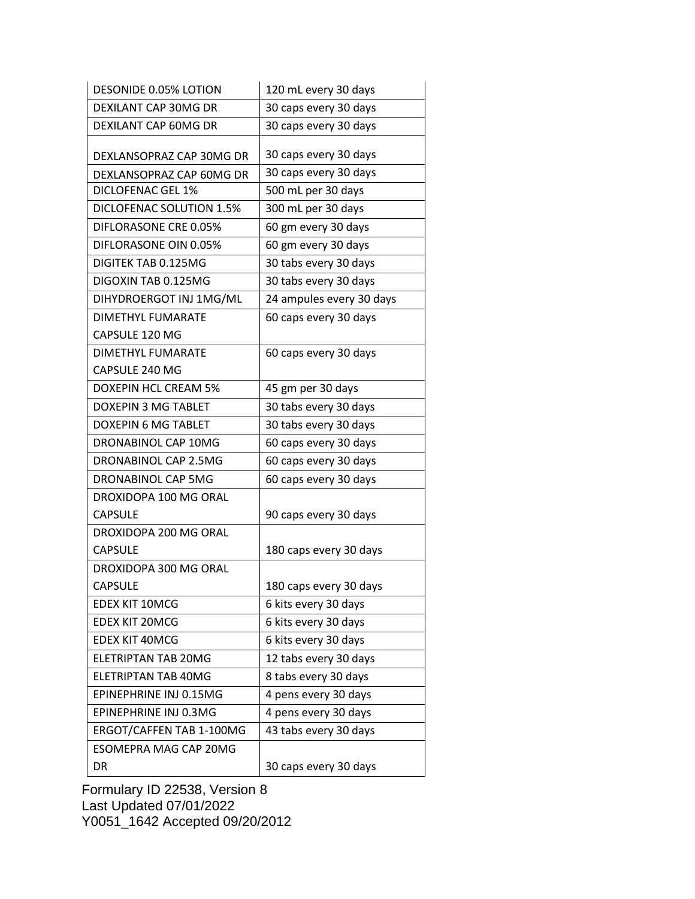| DESONIDE 0.05% LOTION | 120 mL every 30 days |
|---|---|
| DEXILANT CAP 30MG DR | 30 caps every 30 days |
| DEXILANT CAP 60MG DR | 30 caps every 30 days |
| DEXLANSOPRAZ CAP 30MG DR | 30 caps every 30 days |
| DEXLANSOPRAZ CAP 60MG DR | 30 caps every 30 days |
| DICLOFENAC GEL 1% | 500 mL per 30 days |
| DICLOFENAC SOLUTION 1.5% | 300 mL per 30 days |
| DIFLORASONE CRE 0.05% | 60 gm every 30 days |
| DIFLORASONE OIN 0.05% | 60 gm every 30 days |
| DIGITEK TAB 0.125MG | 30 tabs every 30 days |
| DIGOXIN TAB 0.125MG | 30 tabs every 30 days |
| DIHYDROERGOT INJ 1MG/ML | 24 ampules every 30 days |
| DIMETHYL FUMARATE CAPSULE 120 MG | 60 caps every 30 days |
| DIMETHYL FUMARATE CAPSULE 240 MG | 60 caps every 30 days |
| DOXEPIN HCL CREAM 5% | 45 gm per 30 days |
| DOXEPIN 3 MG TABLET | 30 tabs every 30 days |
| DOXEPIN 6 MG TABLET | 30 tabs every 30 days |
| DRONABINOL CAP 10MG | 60 caps every 30 days |
| DRONABINOL CAP 2.5MG | 60 caps every 30 days |
| DRONABINOL CAP 5MG | 60 caps every 30 days |
| DROXIDOPA 100 MG ORAL CAPSULE | 90 caps every 30 days |
| DROXIDOPA 200 MG ORAL CAPSULE | 180 caps every 30 days |
| DROXIDOPA 300 MG ORAL CAPSULE | 180 caps every 30 days |
| EDEX KIT 10MCG | 6 kits every 30 days |
| EDEX KIT 20MCG | 6 kits every 30 days |
| EDEX KIT 40MCG | 6 kits every 30 days |
| ELETRIPTAN TAB 20MG | 12 tabs every 30 days |
| ELETRIPTAN TAB 40MG | 8 tabs every 30 days |
| EPINEPHRINE INJ 0.15MG | 4 pens every 30 days |
| EPINEPHRINE INJ 0.3MG | 4 pens every 30 days |
| ERGOT/CAFFEN TAB 1-100MG | 43 tabs every 30 days |
| ESOMEPRA MAG CAP 20MG DR | 30 caps every 30 days |

Formulary ID 22538, Version 8
Last Updated 07/01/2022
Y0051_1642 Accepted 09/20/2012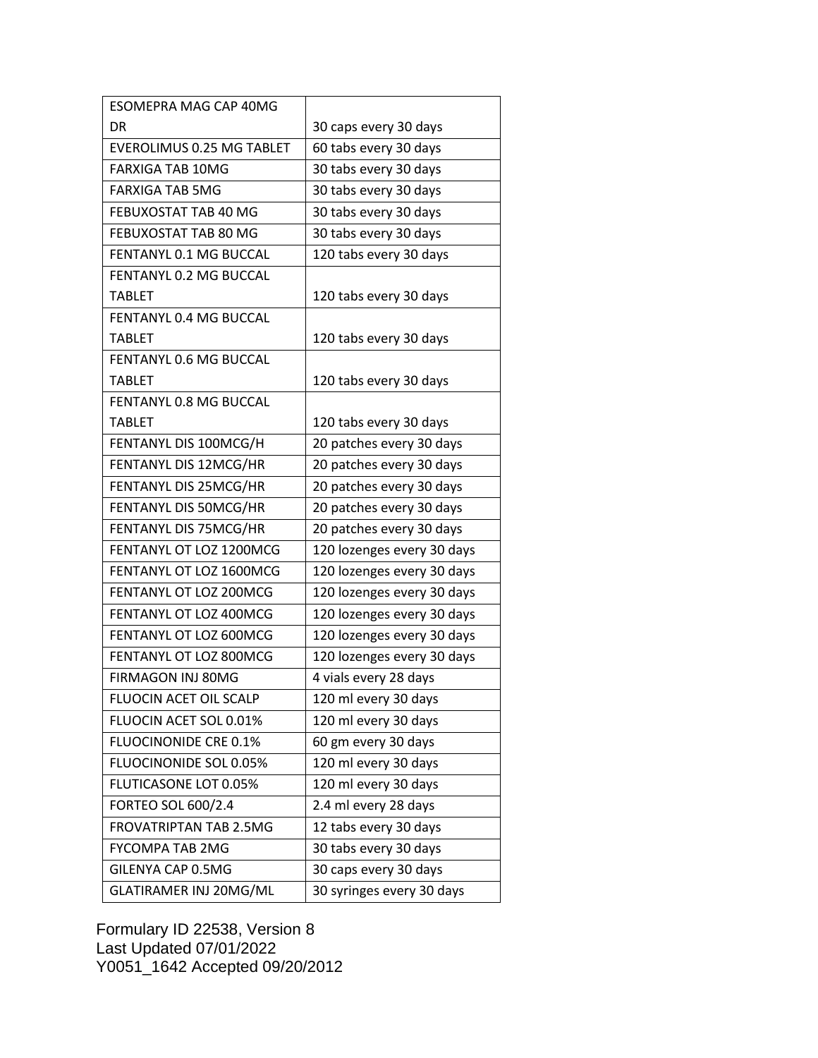| ESOMEPRA MAG CAP 40MG DR | 30 caps every 30 days |
|---|---|
| EVEROLIMUS 0.25 MG TABLET | 60 tabs every 30 days |
| FARXIGA TAB 10MG | 30 tabs every 30 days |
| FARXIGA TAB 5MG | 30 tabs every 30 days |
| FEBUXOSTAT TAB 40 MG | 30 tabs every 30 days |
| FEBUXOSTAT TAB 80 MG | 30 tabs every 30 days |
| FENTANYL 0.1 MG BUCCAL | 120 tabs every 30 days |
| FENTANYL 0.2 MG BUCCAL TABLET | 120 tabs every 30 days |
| FENTANYL 0.4 MG BUCCAL TABLET | 120 tabs every 30 days |
| FENTANYL 0.6 MG BUCCAL TABLET | 120 tabs every 30 days |
| FENTANYL 0.8 MG BUCCAL TABLET | 120 tabs every 30 days |
| FENTANYL DIS 100MCG/H | 20 patches every 30 days |
| FENTANYL DIS 12MCG/HR | 20 patches every 30 days |
| FENTANYL DIS 25MCG/HR | 20 patches every 30 days |
| FENTANYL DIS 50MCG/HR | 20 patches every 30 days |
| FENTANYL DIS 75MCG/HR | 20 patches every 30 days |
| FENTANYL OT LOZ 1200MCG | 120 lozenges every 30 days |
| FENTANYL OT LOZ 1600MCG | 120 lozenges every 30 days |
| FENTANYL OT LOZ 200MCG | 120 lozenges every 30 days |
| FENTANYL OT LOZ 400MCG | 120 lozenges every 30 days |
| FENTANYL OT LOZ 600MCG | 120 lozenges every 30 days |
| FENTANYL OT LOZ 800MCG | 120 lozenges every 30 days |
| FIRMAGON INJ 80MG | 4 vials every 28 days |
| FLUOCIN ACET OIL SCALP | 120 ml every 30 days |
| FLUOCIN ACET SOL 0.01% | 120 ml every 30 days |
| FLUOCINONIDE CRE 0.1% | 60 gm every 30 days |
| FLUOCINONIDE SOL 0.05% | 120 ml every 30 days |
| FLUTICASONE LOT 0.05% | 120 ml every 30 days |
| FORTEO SOL 600/2.4 | 2.4 ml every 28 days |
| FROVATRIPTAN TAB 2.5MG | 12 tabs every 30 days |
| FYCOMPA TAB 2MG | 30 tabs every 30 days |
| GILENYA CAP 0.5MG | 30 caps every 30 days |
| GLATIRAMER INJ 20MG/ML | 30 syringes every 30 days |

Formulary ID 22538, Version 8
Last Updated 07/01/2022
Y0051_1642 Accepted 09/20/2012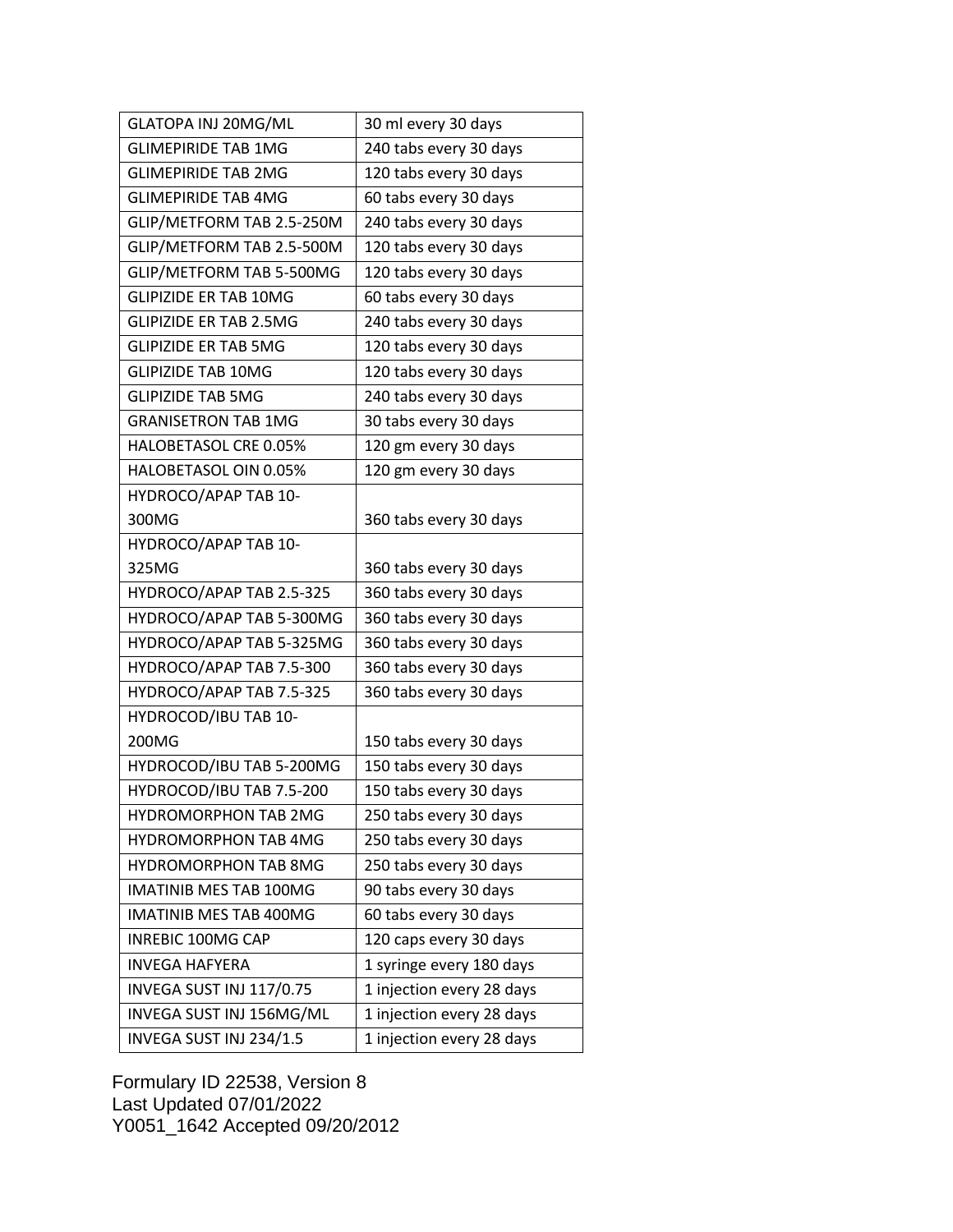| GLATOPA INJ 20MG/ML | 30 ml every 30 days |
|---|---|
| GLIMEPIRIDE TAB 1MG | 240 tabs every 30 days |
| GLIMEPIRIDE TAB 2MG | 120 tabs every 30 days |
| GLIMEPIRIDE TAB 4MG | 60 tabs every 30 days |
| GLIP/METFORM TAB 2.5-250M | 240 tabs every 30 days |
| GLIP/METFORM TAB 2.5-500M | 120 tabs every 30 days |
| GLIP/METFORM TAB 5-500MG | 120 tabs every 30 days |
| GLIPIZIDE ER TAB 10MG | 60 tabs every 30 days |
| GLIPIZIDE ER TAB 2.5MG | 240 tabs every 30 days |
| GLIPIZIDE ER TAB 5MG | 120 tabs every 30 days |
| GLIPIZIDE TAB 10MG | 120 tabs every 30 days |
| GLIPIZIDE TAB 5MG | 240 tabs every 30 days |
| GRANISETRON TAB 1MG | 30 tabs every 30 days |
| HALOBETASOL CRE 0.05% | 120 gm every 30 days |
| HALOBETASOL OIN 0.05% | 120 gm every 30 days |
| HYDROCO/APAP TAB 10-300MG | 360 tabs every 30 days |
| HYDROCO/APAP TAB 10-325MG | 360 tabs every 30 days |
| HYDROCO/APAP TAB 2.5-325 | 360 tabs every 30 days |
| HYDROCO/APAP TAB 5-300MG | 360 tabs every 30 days |
| HYDROCO/APAP TAB 5-325MG | 360 tabs every 30 days |
| HYDROCO/APAP TAB 7.5-300 | 360 tabs every 30 days |
| HYDROCO/APAP TAB 7.5-325 | 360 tabs every 30 days |
| HYDROCOD/IBU TAB 10-200MG | 150 tabs every 30 days |
| HYDROCOD/IBU TAB 5-200MG | 150 tabs every 30 days |
| HYDROCOD/IBU TAB 7.5-200 | 150 tabs every 30 days |
| HYDROMORPHON TAB 2MG | 250 tabs every 30 days |
| HYDROMORPHON TAB 4MG | 250 tabs every 30 days |
| HYDROMORPHON TAB 8MG | 250 tabs every 30 days |
| IMATINIB MES TAB 100MG | 90 tabs every 30 days |
| IMATINIB MES TAB 400MG | 60 tabs every 30 days |
| INREBIC 100MG CAP | 120 caps every 30 days |
| INVEGA HAFYERA | 1 syringe every 180 days |
| INVEGA SUST INJ 117/0.75 | 1 injection every 28 days |
| INVEGA SUST INJ 156MG/ML | 1 injection every 28 days |
| INVEGA SUST INJ 234/1.5 | 1 injection every 28 days |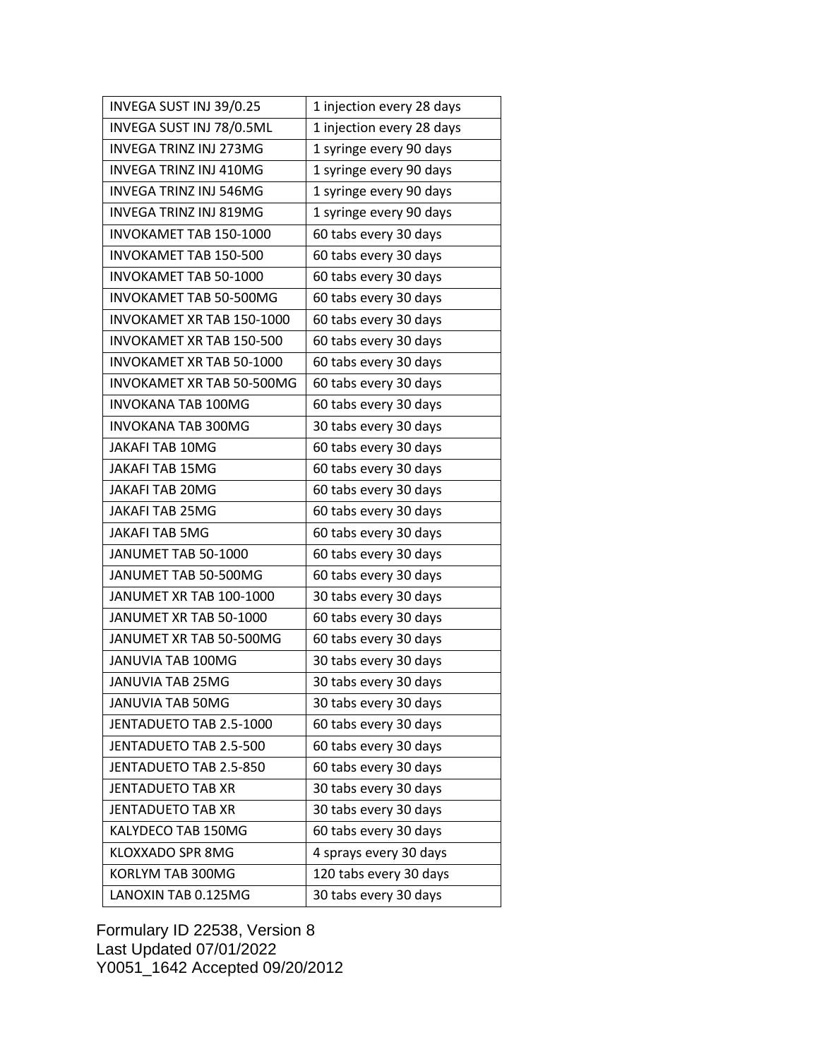| INVEGA SUST INJ 39/0.25 | 1 injection every 28 days |
|---|---|
| INVEGA SUST INJ 78/0.5ML | 1 injection every 28 days |
| INVEGA TRINZ INJ 273MG | 1 syringe every 90 days |
| INVEGA TRINZ INJ 410MG | 1 syringe every 90 days |
| INVEGA TRINZ INJ 546MG | 1 syringe every 90 days |
| INVEGA TRINZ INJ 819MG | 1 syringe every 90 days |
| INVOKAMET TAB 150-1000 | 60 tabs every 30 days |
| INVOKAMET TAB 150-500 | 60 tabs every 30 days |
| INVOKAMET TAB 50-1000 | 60 tabs every 30 days |
| INVOKAMET TAB 50-500MG | 60 tabs every 30 days |
| INVOKAMET XR TAB 150-1000 | 60 tabs every 30 days |
| INVOKAMET XR TAB 150-500 | 60 tabs every 30 days |
| INVOKAMET XR TAB 50-1000 | 60 tabs every 30 days |
| INVOKAMET XR TAB 50-500MG | 60 tabs every 30 days |
| INVOKANA TAB 100MG | 60 tabs every 30 days |
| INVOKANA TAB 300MG | 30 tabs every 30 days |
| JAKAFI TAB 10MG | 60 tabs every 30 days |
| JAKAFI TAB 15MG | 60 tabs every 30 days |
| JAKAFI TAB 20MG | 60 tabs every 30 days |
| JAKAFI TAB 25MG | 60 tabs every 30 days |
| JAKAFI TAB 5MG | 60 tabs every 30 days |
| JANUMET TAB 50-1000 | 60 tabs every 30 days |
| JANUMET TAB 50-500MG | 60 tabs every 30 days |
| JANUMET XR TAB 100-1000 | 30 tabs every 30 days |
| JANUMET XR TAB 50-1000 | 60 tabs every 30 days |
| JANUMET XR TAB 50-500MG | 60 tabs every 30 days |
| JANUVIA TAB 100MG | 30 tabs every 30 days |
| JANUVIA TAB 25MG | 30 tabs every 30 days |
| JANUVIA TAB 50MG | 30 tabs every 30 days |
| JENTADUETO TAB 2.5-1000 | 60 tabs every 30 days |
| JENTADUETO TAB 2.5-500 | 60 tabs every 30 days |
| JENTADUETO TAB 2.5-850 | 60 tabs every 30 days |
| JENTADUETO TAB XR | 30 tabs every 30 days |
| JENTADUETO TAB XR | 30 tabs every 30 days |
| KALYDECO TAB 150MG | 60 tabs every 30 days |
| KLOXXADO SPR 8MG | 4 sprays every 30 days |
| KORLYM TAB 300MG | 120 tabs every 30 days |
| LANOXIN TAB 0.125MG | 30 tabs every 30 days |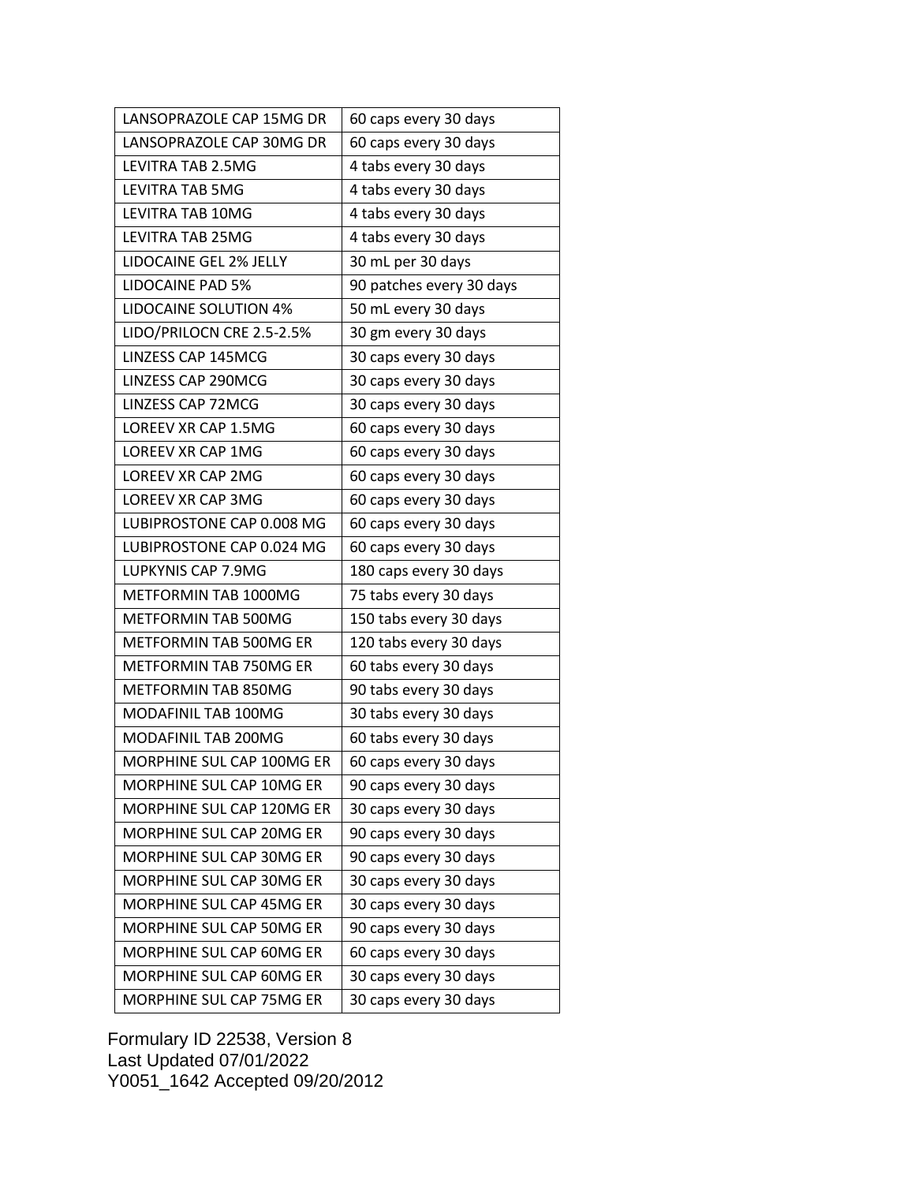| LANSOPRAZOLE CAP 15MG DR | 60 caps every 30 days |
|---|---|
| LANSOPRAZOLE CAP 30MG DR | 60 caps every 30 days |
| LEVITRA TAB 2.5MG | 4 tabs every 30 days |
| LEVITRA TAB 5MG | 4 tabs every 30 days |
| LEVITRA TAB 10MG | 4 tabs every 30 days |
| LEVITRA TAB 25MG | 4 tabs every 30 days |
| LIDOCAINE GEL 2% JELLY | 30 mL per 30 days |
| LIDOCAINE PAD 5% | 90 patches every 30 days |
| LIDOCAINE SOLUTION 4% | 50 mL every 30 days |
| LIDO/PRILOCN CRE 2.5-2.5% | 30 gm every 30 days |
| LINZESS CAP 145MCG | 30 caps every 30 days |
| LINZESS CAP 290MCG | 30 caps every 30 days |
| LINZESS CAP 72MCG | 30 caps every 30 days |
| LOREEV XR CAP 1.5MG | 60 caps every 30 days |
| LOREEV XR CAP 1MG | 60 caps every 30 days |
| LOREEV XR CAP 2MG | 60 caps every 30 days |
| LOREEV XR CAP 3MG | 60 caps every 30 days |
| LUBIPROSTONE CAP 0.008 MG | 60 caps every 30 days |
| LUBIPROSTONE CAP 0.024 MG | 60 caps every 30 days |
| LUPKYNIS CAP 7.9MG | 180 caps every 30 days |
| METFORMIN TAB 1000MG | 75 tabs every 30 days |
| METFORMIN TAB 500MG | 150 tabs every 30 days |
| METFORMIN TAB 500MG ER | 120 tabs every 30 days |
| METFORMIN TAB 750MG ER | 60 tabs every 30 days |
| METFORMIN TAB 850MG | 90 tabs every 30 days |
| MODAFINIL TAB 100MG | 30 tabs every 30 days |
| MODAFINIL TAB 200MG | 60 tabs every 30 days |
| MORPHINE SUL CAP 100MG ER | 60 caps every 30 days |
| MORPHINE SUL CAP 10MG ER | 90 caps every 30 days |
| MORPHINE SUL CAP 120MG ER | 30 caps every 30 days |
| MORPHINE SUL CAP 20MG ER | 90 caps every 30 days |
| MORPHINE SUL CAP 30MG ER | 90 caps every 30 days |
| MORPHINE SUL CAP 30MG ER | 30 caps every 30 days |
| MORPHINE SUL CAP 45MG ER | 30 caps every 30 days |
| MORPHINE SUL CAP 50MG ER | 90 caps every 30 days |
| MORPHINE SUL CAP 60MG ER | 60 caps every 30 days |
| MORPHINE SUL CAP 60MG ER | 30 caps every 30 days |
| MORPHINE SUL CAP 75MG ER | 30 caps every 30 days |

Formulary ID 22538, Version 8
Last Updated 07/01/2022
Y0051_1642 Accepted 09/20/2012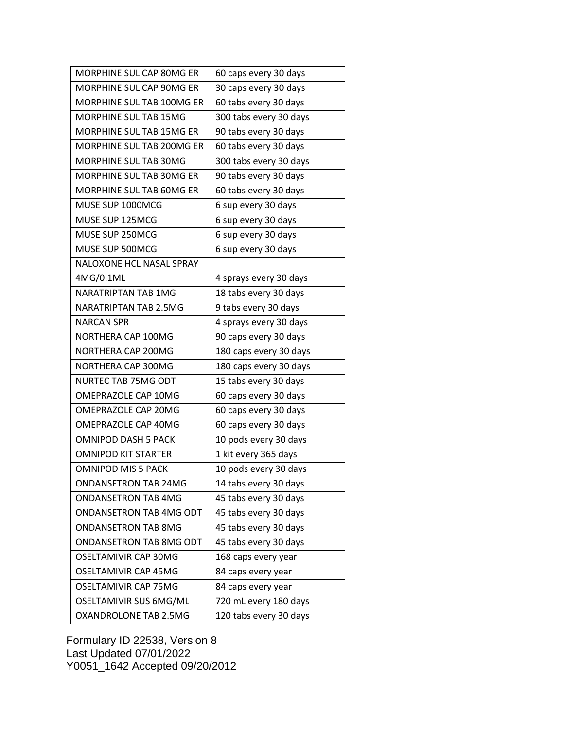| MORPHINE SUL CAP 80MG ER | 60 caps every 30 days |
|---|---|
| MORPHINE SUL CAP 90MG ER | 30 caps every 30 days |
| MORPHINE SUL TAB 100MG ER | 60 tabs every 30 days |
| MORPHINE SUL TAB 15MG | 300 tabs every 30 days |
| MORPHINE SUL TAB 15MG ER | 90 tabs every 30 days |
| MORPHINE SUL TAB 200MG ER | 60 tabs every 30 days |
| MORPHINE SUL TAB 30MG | 300 tabs every 30 days |
| MORPHINE SUL TAB 30MG ER | 90 tabs every 30 days |
| MORPHINE SUL TAB 60MG ER | 60 tabs every 30 days |
| MUSE SUP 1000MCG | 6 sup every 30 days |
| MUSE SUP 125MCG | 6 sup every 30 days |
| MUSE SUP 250MCG | 6 sup every 30 days |
| MUSE SUP 500MCG | 6 sup every 30 days |
| NALOXONE HCL NASAL SPRAY 4MG/0.1ML | 4 sprays every 30 days |
| NARATRIPTAN TAB 1MG | 18 tabs every 30 days |
| NARATRIPTAN TAB 2.5MG | 9 tabs every 30 days |
| NARCAN SPR | 4 sprays every 30 days |
| NORTHERA CAP 100MG | 90 caps every 30 days |
| NORTHERA CAP 200MG | 180 caps every 30 days |
| NORTHERA CAP 300MG | 180 caps every 30 days |
| NURTEC TAB 75MG ODT | 15 tabs every 30 days |
| OMEPRAZOLE CAP 10MG | 60 caps every 30 days |
| OMEPRAZOLE CAP 20MG | 60 caps every 30 days |
| OMEPRAZOLE CAP 40MG | 60 caps every 30 days |
| OMNIPOD DASH 5 PACK | 10 pods every 30 days |
| OMNIPOD KIT STARTER | 1 kit every 365 days |
| OMNIPOD MIS 5 PACK | 10 pods every 30 days |
| ONDANSETRON TAB 24MG | 14 tabs every 30 days |
| ONDANSETRON TAB 4MG | 45 tabs every 30 days |
| ONDANSETRON TAB 4MG ODT | 45 tabs every 30 days |
| ONDANSETRON TAB 8MG | 45 tabs every 30 days |
| ONDANSETRON TAB 8MG ODT | 45 tabs every 30 days |
| OSELTAMIVIR CAP 30MG | 168 caps every year |
| OSELTAMIVIR CAP 45MG | 84 caps every year |
| OSELTAMIVIR CAP 75MG | 84 caps every year |
| OSELTAMIVIR SUS 6MG/ML | 720 mL every 180 days |
| OXANDROLONE TAB 2.5MG | 120 tabs every 30 days |

Formulary ID 22538, Version 8
Last Updated 07/01/2022
Y0051_1642 Accepted 09/20/2012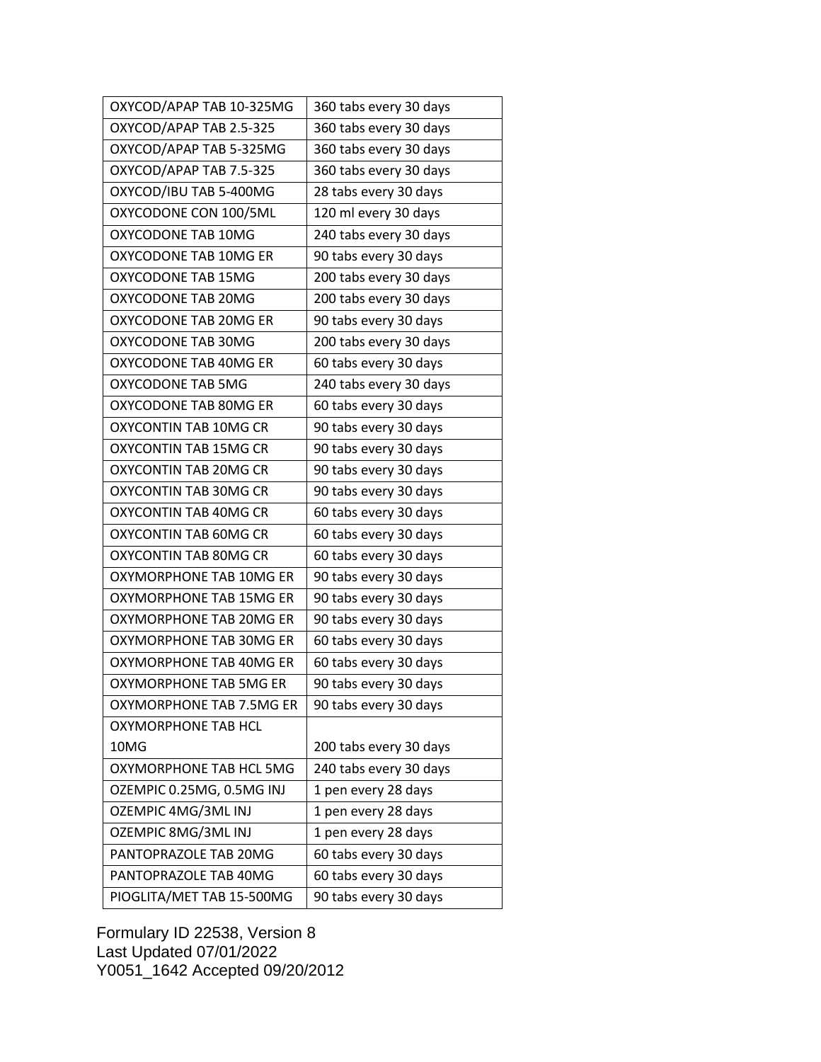| OXYCOD/APAP TAB 10-325MG | 360 tabs every 30 days |
|---|---|
| OXYCOD/APAP TAB 2.5-325 | 360 tabs every 30 days |
| OXYCOD/APAP TAB 5-325MG | 360 tabs every 30 days |
| OXYCOD/APAP TAB 7.5-325 | 360 tabs every 30 days |
| OXYCOD/IBU TAB 5-400MG | 28 tabs every 30 days |
| OXYCODONE CON 100/5ML | 120 ml every 30 days |
| OXYCODONE TAB 10MG | 240 tabs every 30 days |
| OXYCODONE TAB 10MG ER | 90 tabs every 30 days |
| OXYCODONE TAB 15MG | 200 tabs every 30 days |
| OXYCODONE TAB 20MG | 200 tabs every 30 days |
| OXYCODONE TAB 20MG ER | 90 tabs every 30 days |
| OXYCODONE TAB 30MG | 200 tabs every 30 days |
| OXYCODONE TAB 40MG ER | 60 tabs every 30 days |
| OXYCODONE TAB 5MG | 240 tabs every 30 days |
| OXYCODONE TAB 80MG ER | 60 tabs every 30 days |
| OXYCONTIN TAB 10MG CR | 90 tabs every 30 days |
| OXYCONTIN TAB 15MG CR | 90 tabs every 30 days |
| OXYCONTIN TAB 20MG CR | 90 tabs every 30 days |
| OXYCONTIN TAB 30MG CR | 90 tabs every 30 days |
| OXYCONTIN TAB 40MG CR | 60 tabs every 30 days |
| OXYCONTIN TAB 60MG CR | 60 tabs every 30 days |
| OXYCONTIN TAB 80MG CR | 60 tabs every 30 days |
| OXYMORPHONE TAB 10MG ER | 90 tabs every 30 days |
| OXYMORPHONE TAB 15MG ER | 90 tabs every 30 days |
| OXYMORPHONE TAB 20MG ER | 90 tabs every 30 days |
| OXYMORPHONE TAB 30MG ER | 60 tabs every 30 days |
| OXYMORPHONE TAB 40MG ER | 60 tabs every 30 days |
| OXYMORPHONE TAB 5MG ER | 90 tabs every 30 days |
| OXYMORPHONE TAB 7.5MG ER | 90 tabs every 30 days |
| OXYMORPHONE TAB HCL 10MG | 200 tabs every 30 days |
| OXYMORPHONE TAB HCL 5MG | 240 tabs every 30 days |
| OZEMPIC 0.25MG, 0.5MG INJ | 1 pen every 28 days |
| OZEMPIC 4MG/3ML INJ | 1 pen every 28 days |
| OZEMPIC 8MG/3ML INJ | 1 pen every 28 days |
| PANTOPRAZOLE TAB 20MG | 60 tabs every 30 days |
| PANTOPRAZOLE TAB 40MG | 60 tabs every 30 days |
| PIOGLITA/MET TAB 15-500MG | 90 tabs every 30 days |

Formulary ID 22538, Version 8
Last Updated 07/01/2022
Y0051_1642 Accepted 09/20/2012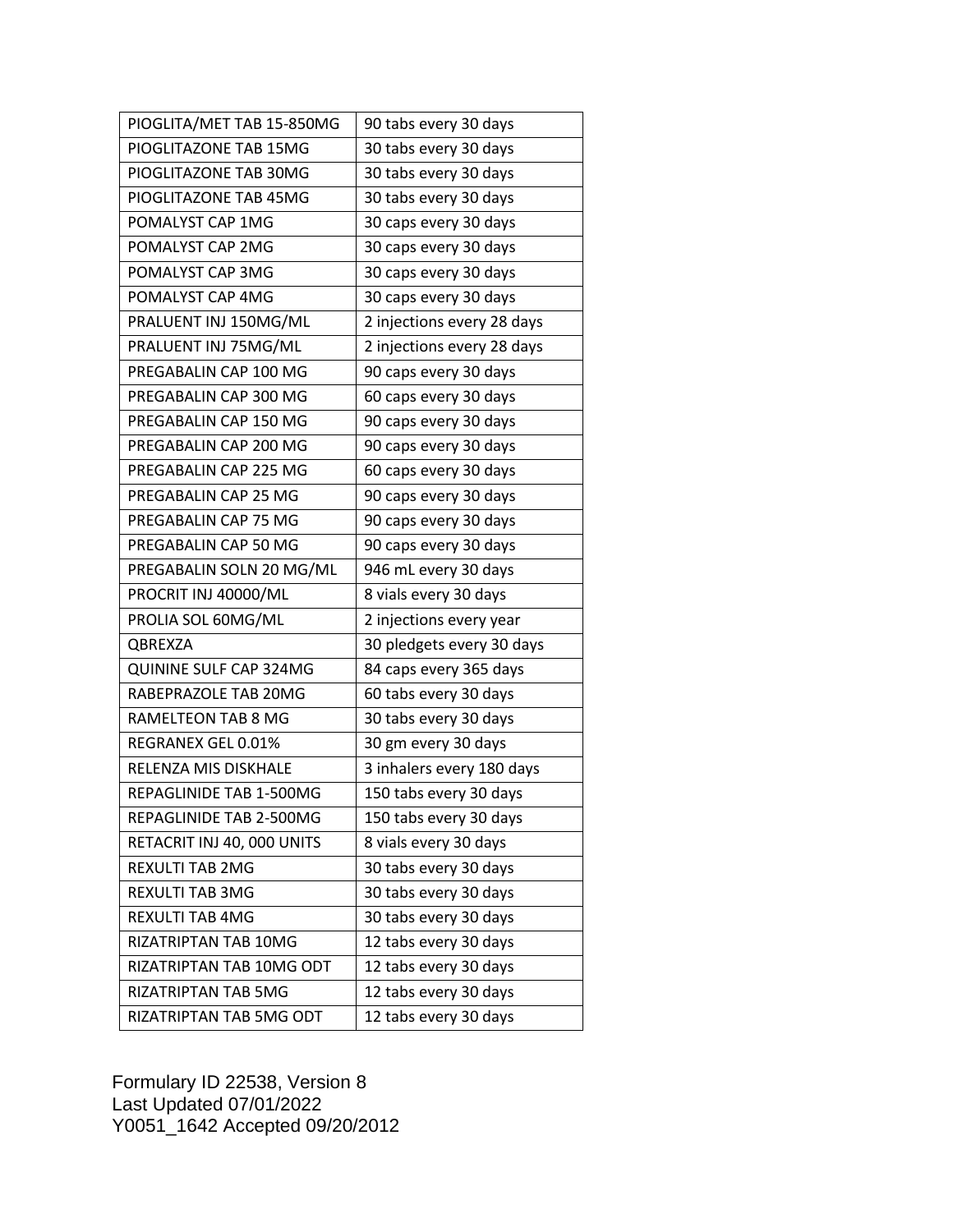| PIOGLITA/MET TAB 15-850MG | 90 tabs every 30 days |
|---|---|
| PIOGLITAZONE TAB 15MG | 30 tabs every 30 days |
| PIOGLITAZONE TAB 30MG | 30 tabs every 30 days |
| PIOGLITAZONE TAB 45MG | 30 tabs every 30 days |
| POMALYST CAP 1MG | 30 caps every 30 days |
| POMALYST CAP 2MG | 30 caps every 30 days |
| POMALYST CAP 3MG | 30 caps every 30 days |
| POMALYST CAP 4MG | 30 caps every 30 days |
| PRALUENT INJ 150MG/ML | 2 injections every 28 days |
| PRALUENT INJ 75MG/ML | 2 injections every 28 days |
| PREGABALIN CAP 100 MG | 90 caps every 30 days |
| PREGABALIN CAP 300 MG | 60 caps every 30 days |
| PREGABALIN CAP 150 MG | 90 caps every 30 days |
| PREGABALIN CAP 200 MG | 90 caps every 30 days |
| PREGABALIN CAP 225 MG | 60 caps every 30 days |
| PREGABALIN CAP 25 MG | 90 caps every 30 days |
| PREGABALIN CAP 75 MG | 90 caps every 30 days |
| PREGABALIN CAP 50 MG | 90 caps every 30 days |
| PREGABALIN SOLN 20 MG/ML | 946 mL every 30 days |
| PROCRIT INJ 40000/ML | 8 vials every 30 days |
| PROLIA SOL 60MG/ML | 2 injections every year |
| QBREXZA | 30 pledgets every 30 days |
| QUININE SULF CAP 324MG | 84 caps every 365 days |
| RABEPRAZOLE TAB 20MG | 60 tabs every 30 days |
| RAMELTEON TAB 8 MG | 30 tabs every 30 days |
| REGRANEX GEL 0.01% | 30 gm every 30 days |
| RELENZA MIS DISKHALE | 3 inhalers every 180 days |
| REPAGLINIDE TAB 1-500MG | 150 tabs every 30 days |
| REPAGLINIDE TAB 2-500MG | 150 tabs every 30 days |
| RETACRIT INJ 40, 000 UNITS | 8 vials every 30 days |
| REXULTI TAB 2MG | 30 tabs every 30 days |
| REXULTI TAB 3MG | 30 tabs every 30 days |
| REXULTI TAB 4MG | 30 tabs every 30 days |
| RIZATRIPTAN TAB 10MG | 12 tabs every 30 days |
| RIZATRIPTAN TAB 10MG ODT | 12 tabs every 30 days |
| RIZATRIPTAN TAB 5MG | 12 tabs every 30 days |
| RIZATRIPTAN TAB 5MG ODT | 12 tabs every 30 days |

Formulary ID 22538, Version 8
Last Updated 07/01/2022
Y0051_1642 Accepted 09/20/2012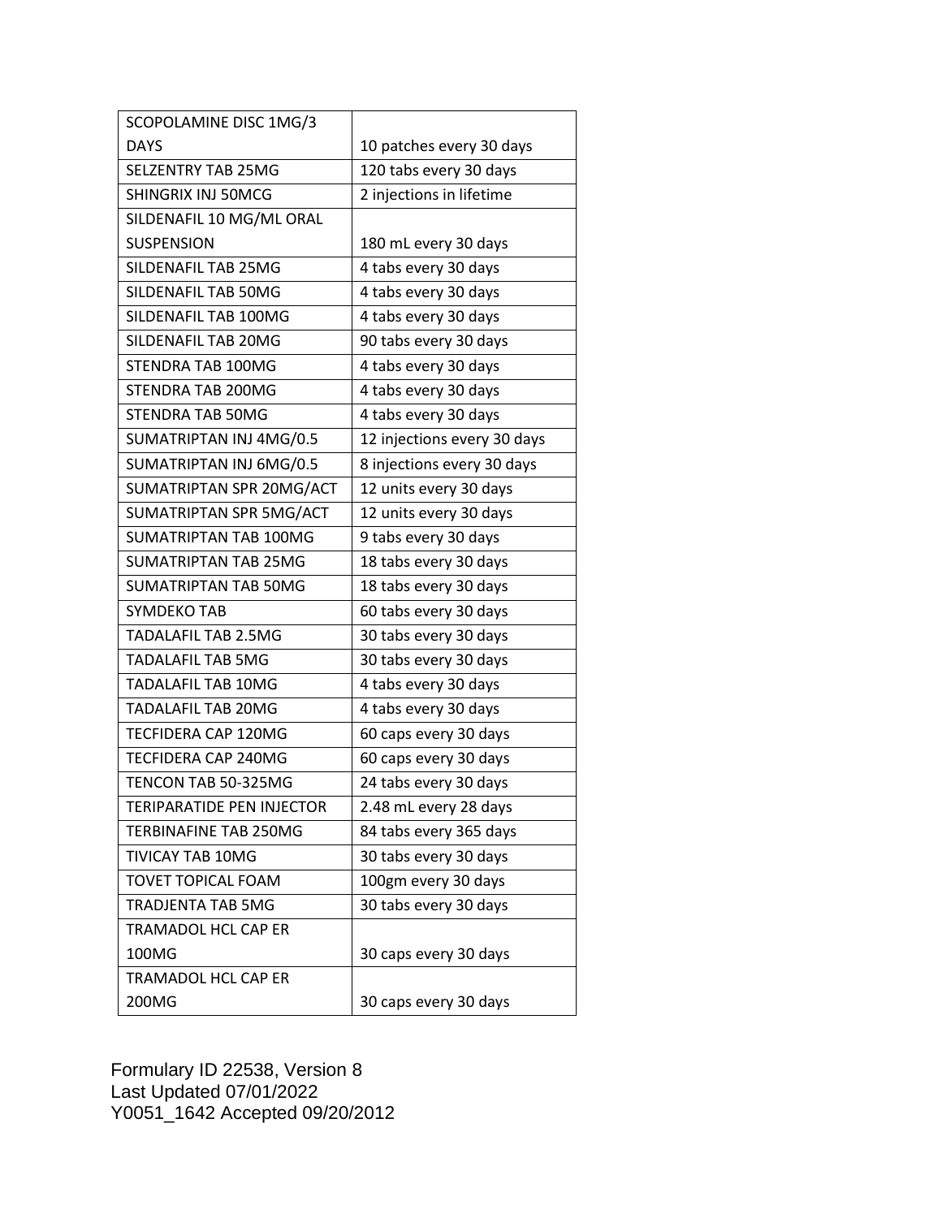| SCOPOLAMINE DISC 1MG/3 DAYS | 10 patches every 30 days |
|---|---|
| SELZENTRY TAB 25MG | 120 tabs every 30 days |
| SHINGRIX INJ 50MCG | 2 injections in lifetime |
| SILDENAFIL 10 MG/ML ORAL SUSPENSION | 180 mL every 30 days |
| SILDENAFIL TAB 25MG | 4 tabs every 30 days |
| SILDENAFIL TAB 50MG | 4 tabs every 30 days |
| SILDENAFIL TAB 100MG | 4 tabs every 30 days |
| SILDENAFIL TAB 20MG | 90 tabs every 30 days |
| STENDRA TAB 100MG | 4 tabs every 30 days |
| STENDRA TAB 200MG | 4 tabs every 30 days |
| STENDRA TAB 50MG | 4 tabs every 30 days |
| SUMATRIPTAN INJ 4MG/0.5 | 12 injections every 30 days |
| SUMATRIPTAN INJ 6MG/0.5 | 8 injections every 30 days |
| SUMATRIPTAN SPR 20MG/ACT | 12 units every 30 days |
| SUMATRIPTAN SPR 5MG/ACT | 12 units every 30 days |
| SUMATRIPTAN TAB 100MG | 9 tabs every 30 days |
| SUMATRIPTAN TAB 25MG | 18 tabs every 30 days |
| SUMATRIPTAN TAB 50MG | 18 tabs every 30 days |
| SYMDEKO TAB | 60 tabs every 30 days |
| TADALAFIL TAB 2.5MG | 30 tabs every 30 days |
| TADALAFIL TAB 5MG | 30 tabs every 30 days |
| TADALAFIL TAB 10MG | 4 tabs every 30 days |
| TADALAFIL TAB 20MG | 4 tabs every 30 days |
| TECFIDERA CAP 120MG | 60 caps every 30 days |
| TECFIDERA CAP 240MG | 60 caps every 30 days |
| TENCON TAB 50-325MG | 24 tabs every 30 days |
| TERIPARATIDE PEN INJECTOR | 2.48 mL every 28 days |
| TERBINAFINE TAB 250MG | 84 tabs every 365 days |
| TIVICAY TAB 10MG | 30 tabs every 30 days |
| TOVET TOPICAL FOAM | 100gm every 30 days |
| TRADJENTA TAB 5MG | 30 tabs every 30 days |
| TRAMADOL HCL CAP ER 100MG | 30 caps every 30 days |
| TRAMADOL HCL CAP ER 200MG | 30 caps every 30 days |

Formulary ID 22538, Version 8
Last Updated 07/01/2022
Y0051_1642 Accepted 09/20/2012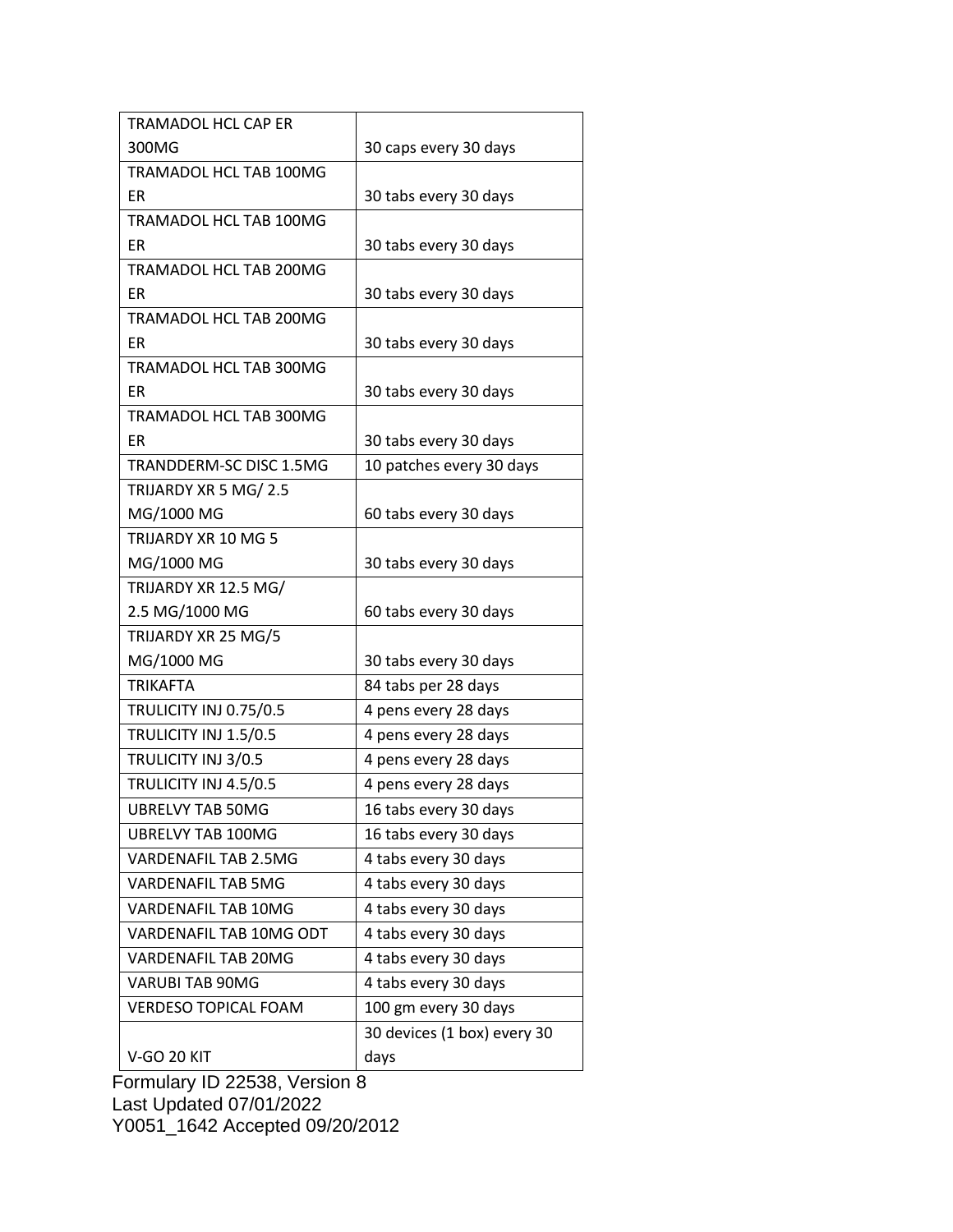| TRAMADOL HCL CAP ER 300MG | 30 caps every 30 days |
|---|---|
| TRAMADOL HCL TAB 100MG ER | 30 tabs every 30 days |
| TRAMADOL HCL TAB 100MG ER | 30 tabs every 30 days |
| TRAMADOL HCL TAB 200MG ER | 30 tabs every 30 days |
| TRAMADOL HCL TAB 200MG ER | 30 tabs every 30 days |
| TRAMADOL HCL TAB 300MG ER | 30 tabs every 30 days |
| TRAMADOL HCL TAB 300MG ER | 30 tabs every 30 days |
| TRANDDERM-SC DISC 1.5MG | 10 patches every 30 days |
| TRIJARDY XR 5 MG/ 2.5 MG/1000 MG | 60 tabs every 30 days |
| TRIJARDY XR 10 MG 5 MG/1000 MG | 30 tabs every 30 days |
| TRIJARDY XR 12.5 MG/ 2.5 MG/1000 MG | 60 tabs every 30 days |
| TRIJARDY XR 25 MG/5 MG/1000 MG | 30 tabs every 30 days |
| TRIKAFTA | 84 tabs per 28 days |
| TRULICITY INJ 0.75/0.5 | 4 pens every 28 days |
| TRULICITY INJ 1.5/0.5 | 4 pens every 28 days |
| TRULICITY INJ 3/0.5 | 4 pens every 28 days |
| TRULICITY INJ 4.5/0.5 | 4 pens every 28 days |
| UBRELVY TAB 50MG | 16 tabs every 30 days |
| UBRELVY TAB 100MG | 16 tabs every 30 days |
| VARDENAFIL TAB 2.5MG | 4 tabs every 30 days |
| VARDENAFIL TAB 5MG | 4 tabs every 30 days |
| VARDENAFIL TAB 10MG | 4 tabs every 30 days |
| VARDENAFIL TAB 10MG ODT | 4 tabs every 30 days |
| VARDENAFIL TAB 20MG | 4 tabs every 30 days |
| VARUBI TAB 90MG | 4 tabs every 30 days |
| VERDESO TOPICAL FOAM | 100 gm every 30 days |
| V-GO 20 KIT | 30 devices (1 box) every 30 days |

Formulary ID 22538, Version 8
Last Updated 07/01/2022
Y0051_1642 Accepted 09/20/2012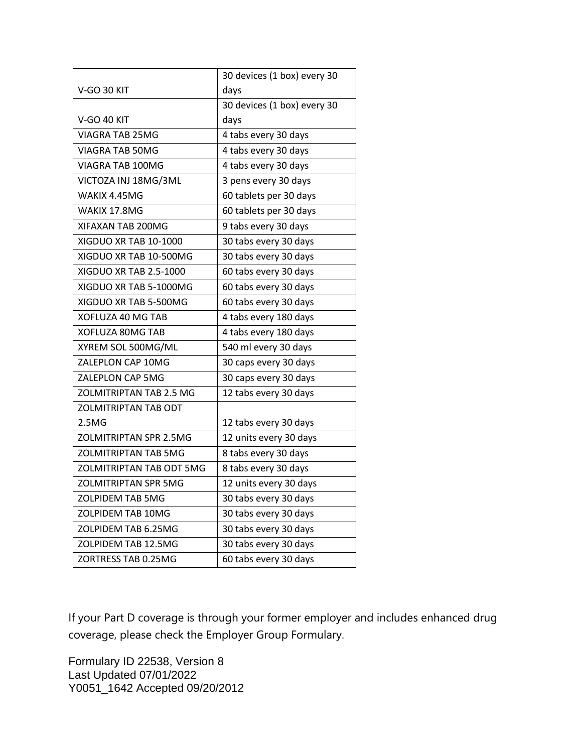| | |
|---|---|
| V-GO 30 KIT | 30 devices (1 box) every 30 days |
| V-GO 40 KIT | 30 devices (1 box) every 30 days |
| VIAGRA TAB 25MG | 4 tabs every 30 days |
| VIAGRA TAB 50MG | 4 tabs every 30 days |
| VIAGRA TAB 100MG | 4 tabs every 30 days |
| VICTOZA INJ 18MG/3ML | 3 pens every 30 days |
| WAKIX 4.45MG | 60 tablets per 30 days |
| WAKIX 17.8MG | 60 tablets per 30 days |
| XIFAXAN TAB 200MG | 9 tabs every 30 days |
| XIGDUO XR TAB 10-1000 | 30 tabs every 30 days |
| XIGDUO XR TAB 10-500MG | 30 tabs every 30 days |
| XIGDUO XR TAB 2.5-1000 | 60 tabs every 30 days |
| XIGDUO XR TAB 5-1000MG | 60 tabs every 30 days |
| XIGDUO XR TAB 5-500MG | 60 tabs every 30 days |
| XOFLUZA 40 MG TAB | 4 tabs every 180 days |
| XOFLUZA 80MG TAB | 4 tabs every 180 days |
| XYREM SOL 500MG/ML | 540 ml every 30 days |
| ZALEPLON CAP 10MG | 30 caps every 30 days |
| ZALEPLON CAP 5MG | 30 caps every 30 days |
| ZOLMITRIPTAN TAB 2.5 MG | 12 tabs every 30 days |
| ZOLMITRIPTAN TAB ODT 2.5MG | 12 tabs every 30 days |
| ZOLMITRIPTAN SPR 2.5MG | 12 units every 30 days |
| ZOLMITRIPTAN TAB 5MG | 8 tabs every 30 days |
| ZOLMITRIPTAN TAB ODT 5MG | 8 tabs every 30 days |
| ZOLMITRIPTAN SPR 5MG | 12 units every 30 days |
| ZOLPIDEM TAB 5MG | 30 tabs every 30 days |
| ZOLPIDEM TAB 10MG | 30 tabs every 30 days |
| ZOLPIDEM TAB 6.25MG | 30 tabs every 30 days |
| ZOLPIDEM TAB 12.5MG | 30 tabs every 30 days |
| ZORTRESS TAB 0.25MG | 60 tabs every 30 days |

If your Part D coverage is through your former employer and includes enhanced drug coverage, please check the Employer Group Formulary.

Formulary ID 22538, Version 8
Last Updated 07/01/2022
Y0051_1642 Accepted 09/20/2012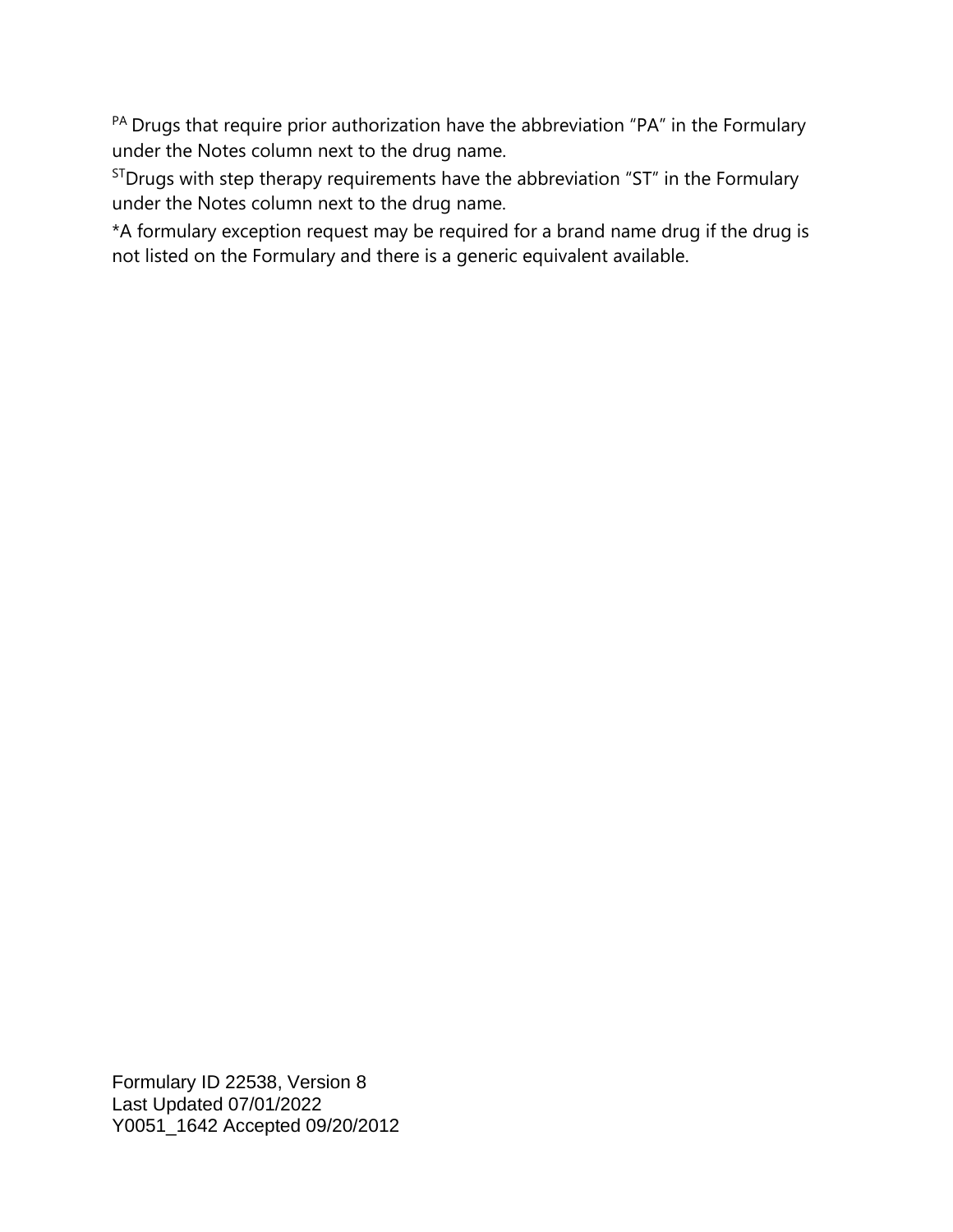[PA] Drugs that require prior authorization have the abbreviation "PA" in the Formulary under the Notes column next to the drug name.

[ST]Drugs with step therapy requirements have the abbreviation "ST" in the Formulary under the Notes column next to the drug name.

*A formulary exception request may be required for a brand name drug if the drug is not listed on the Formulary and there is a generic equivalent available.

Formulary ID 22538, Version 8
Last Updated 07/01/2022
Y0051_1642 Accepted 09/20/2012